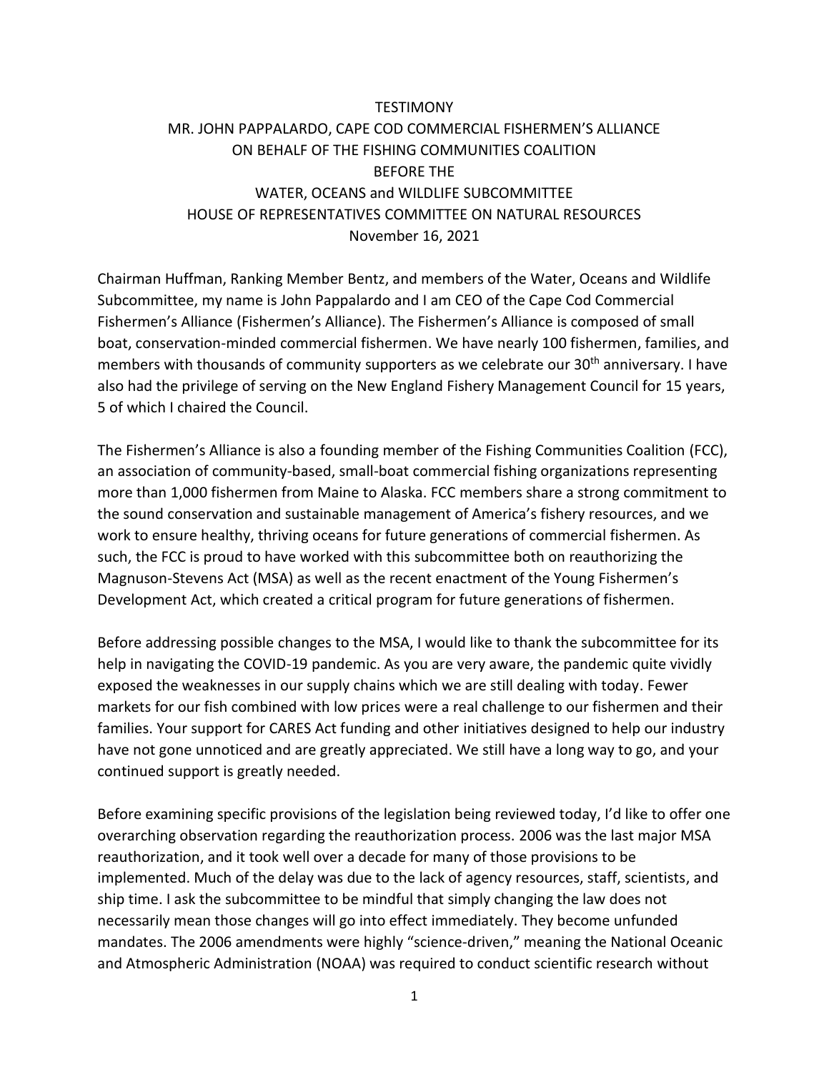# TESTIMONY
## MR. JOHN PAPPALARDO, CAPE COD COMMERCIAL FISHERMEN'S ALLIANCE
## ON BEHALF OF THE FISHING COMMUNITIES COALITION
## BEFORE THE
## WATER, OCEANS and WILDLIFE SUBCOMMITTEE
## HOUSE OF REPRESENTATIVES COMMITTEE ON NATURAL RESOURCES
## November 16, 2021

Chairman Huffman, Ranking Member Bentz, and members of the Water, Oceans and Wildlife Subcommittee, my name is John Pappalardo and I am CEO of the Cape Cod Commercial Fishermen's Alliance (Fishermen's Alliance). The Fishermen's Alliance is composed of small boat, conservation-minded commercial fishermen. We have nearly 100 fishermen, families, and members with thousands of community supporters as we celebrate our 30th anniversary. I have also had the privilege of serving on the New England Fishery Management Council for 15 years, 5 of which I chaired the Council.

The Fishermen's Alliance is also a founding member of the Fishing Communities Coalition (FCC), an association of community-based, small-boat commercial fishing organizations representing more than 1,000 fishermen from Maine to Alaska. FCC members share a strong commitment to the sound conservation and sustainable management of America's fishery resources, and we work to ensure healthy, thriving oceans for future generations of commercial fishermen. As such, the FCC is proud to have worked with this subcommittee both on reauthorizing the Magnuson-Stevens Act (MSA) as well as the recent enactment of the Young Fishermen's Development Act, which created a critical program for future generations of fishermen.

Before addressing possible changes to the MSA, I would like to thank the subcommittee for its help in navigating the COVID-19 pandemic. As you are very aware, the pandemic quite vividly exposed the weaknesses in our supply chains which we are still dealing with today. Fewer markets for our fish combined with low prices were a real challenge to our fishermen and their families. Your support for CARES Act funding and other initiatives designed to help our industry have not gone unnoticed and are greatly appreciated. We still have a long way to go, and your continued support is greatly needed.

Before examining specific provisions of the legislation being reviewed today, I'd like to offer one overarching observation regarding the reauthorization process. 2006 was the last major MSA reauthorization, and it took well over a decade for many of those provisions to be implemented. Much of the delay was due to the lack of agency resources, staff, scientists, and ship time. I ask the subcommittee to be mindful that simply changing the law does not necessarily mean those changes will go into effect immediately. They become unfunded mandates. The 2006 amendments were highly "science-driven," meaning the National Oceanic and Atmospheric Administration (NOAA) was required to conduct scientific research without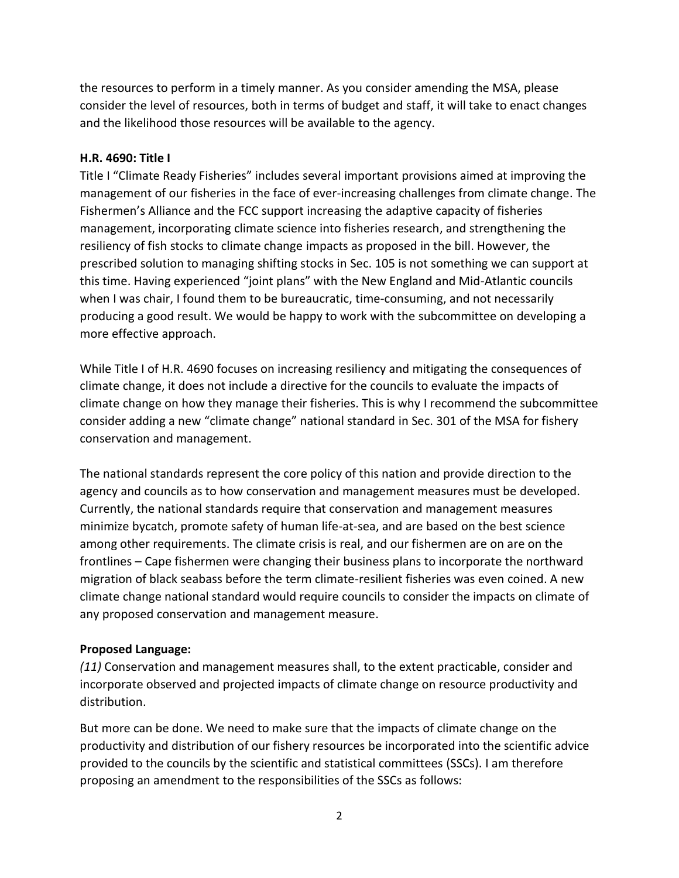the resources to perform in a timely manner. As you consider amending the MSA, please consider the level of resources, both in terms of budget and staff, it will take to enact changes and the likelihood those resources will be available to the agency.

**H.R. 4690: Title I**

Title I "Climate Ready Fisheries" includes several important provisions aimed at improving the management of our fisheries in the face of ever-increasing challenges from climate change. The Fishermen's Alliance and the FCC support increasing the adaptive capacity of fisheries management, incorporating climate science into fisheries research, and strengthening the resiliency of fish stocks to climate change impacts as proposed in the bill. However, the prescribed solution to managing shifting stocks in Sec. 105 is not something we can support at this time. Having experienced "joint plans" with the New England and Mid-Atlantic councils when I was chair, I found them to be bureaucratic, time-consuming, and not necessarily producing a good result. We would be happy to work with the subcommittee on developing a more effective approach.

While Title I of H.R. 4690 focuses on increasing resiliency and mitigating the consequences of climate change, it does not include a directive for the councils to evaluate the impacts of climate change on how they manage their fisheries. This is why I recommend the subcommittee consider adding a new "climate change" national standard in Sec. 301 of the MSA for fishery conservation and management.

The national standards represent the core policy of this nation and provide direction to the agency and councils as to how conservation and management measures must be developed. Currently, the national standards require that conservation and management measures minimize bycatch, promote safety of human life-at-sea, and are based on the best science among other requirements. The climate crisis is real, and our fishermen are on are on the frontlines – Cape fishermen were changing their business plans to incorporate the northward migration of black seabass before the term climate-resilient fisheries was even coined. A new climate change national standard would require councils to consider the impacts on climate of any proposed conservation and management measure.

**Proposed Language:**

*(11)* Conservation and management measures shall, to the extent practicable, consider and incorporate observed and projected impacts of climate change on resource productivity and distribution.

But more can be done. We need to make sure that the impacts of climate change on the productivity and distribution of our fishery resources be incorporated into the scientific advice provided to the councils by the scientific and statistical committees (SSCs). I am therefore proposing an amendment to the responsibilities of the SSCs as follows: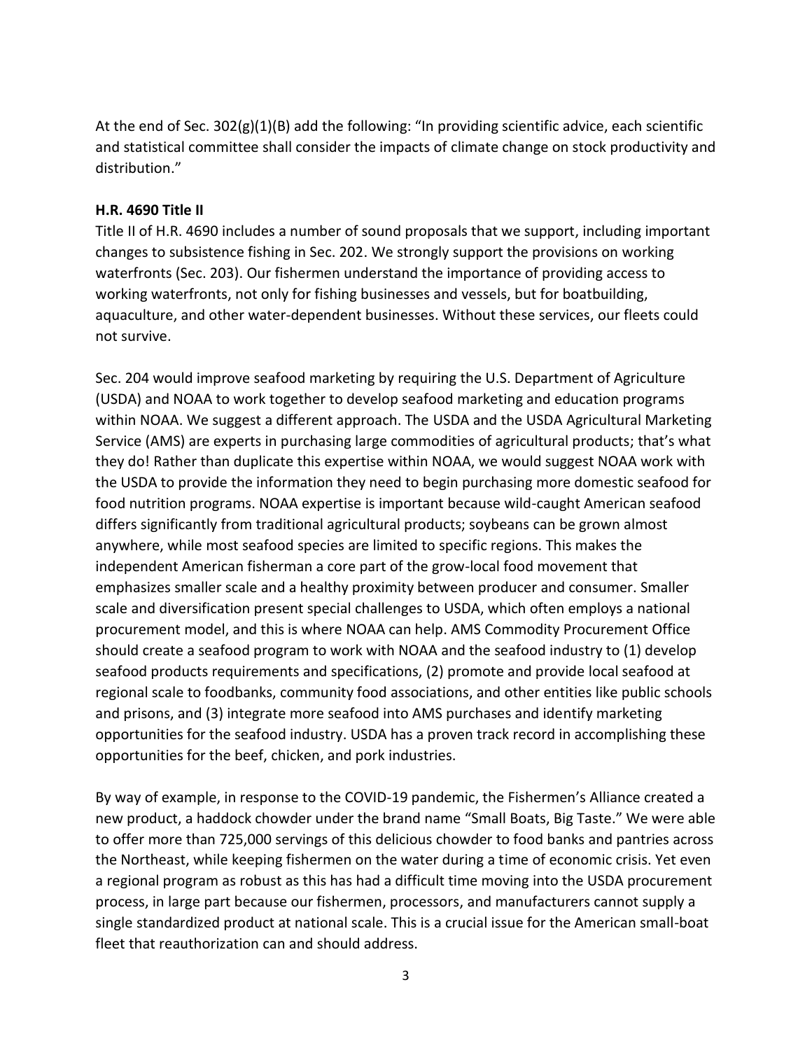At the end of Sec. 302(g)(1)(B) add the following: "In providing scientific advice, each scientific and statistical committee shall consider the impacts of climate change on stock productivity and distribution."

**H.R. 4690 Title II**

Title II of H.R. 4690 includes a number of sound proposals that we support, including important changes to subsistence fishing in Sec. 202. We strongly support the provisions on working waterfronts (Sec. 203). Our fishermen understand the importance of providing access to working waterfronts, not only for fishing businesses and vessels, but for boatbuilding, aquaculture, and other water-dependent businesses. Without these services, our fleets could not survive.

Sec. 204 would improve seafood marketing by requiring the U.S. Department of Agriculture (USDA) and NOAA to work together to develop seafood marketing and education programs within NOAA. We suggest a different approach. The USDA and the USDA Agricultural Marketing Service (AMS) are experts in purchasing large commodities of agricultural products; that's what they do! Rather than duplicate this expertise within NOAA, we would suggest NOAA work with the USDA to provide the information they need to begin purchasing more domestic seafood for food nutrition programs. NOAA expertise is important because wild-caught American seafood differs significantly from traditional agricultural products; soybeans can be grown almost anywhere, while most seafood species are limited to specific regions. This makes the independent American fisherman a core part of the grow-local food movement that emphasizes smaller scale and a healthy proximity between producer and consumer. Smaller scale and diversification present special challenges to USDA, which often employs a national procurement model, and this is where NOAA can help. AMS Commodity Procurement Office should create a seafood program to work with NOAA and the seafood industry to (1) develop seafood products requirements and specifications, (2) promote and provide local seafood at regional scale to foodbanks, community food associations, and other entities like public schools and prisons, and (3) integrate more seafood into AMS purchases and identify marketing opportunities for the seafood industry. USDA has a proven track record in accomplishing these opportunities for the beef, chicken, and pork industries.

By way of example, in response to the COVID-19 pandemic, the Fishermen's Alliance created a new product, a haddock chowder under the brand name "Small Boats, Big Taste." We were able to offer more than 725,000 servings of this delicious chowder to food banks and pantries across the Northeast, while keeping fishermen on the water during a time of economic crisis. Yet even a regional program as robust as this has had a difficult time moving into the USDA procurement process, in large part because our fishermen, processors, and manufacturers cannot supply a single standardized product at national scale. This is a crucial issue for the American small-boat fleet that reauthorization can and should address.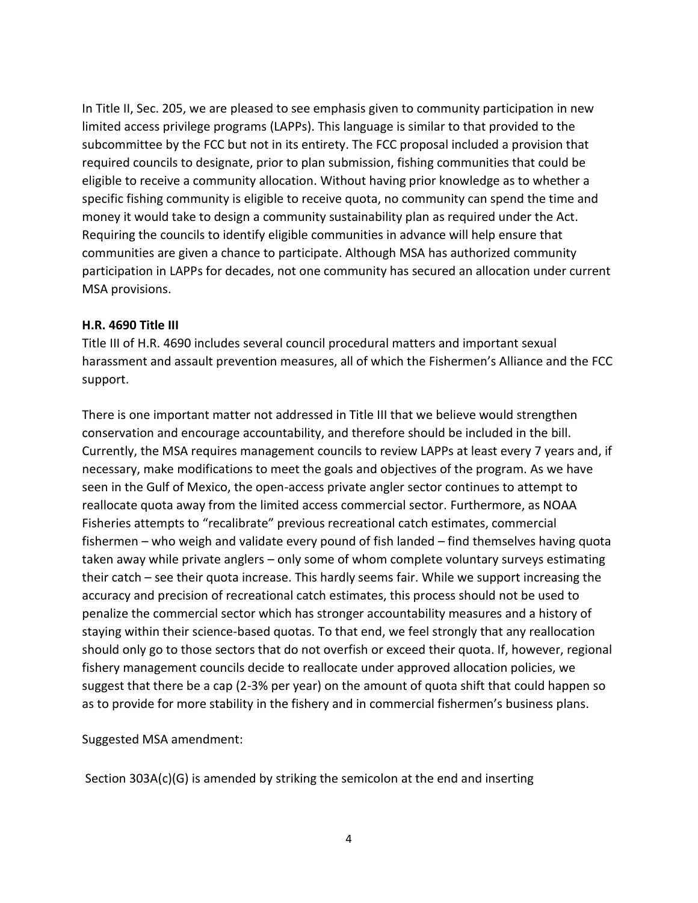In Title II, Sec. 205, we are pleased to see emphasis given to community participation in new limited access privilege programs (LAPPs). This language is similar to that provided to the subcommittee by the FCC but not in its entirety. The FCC proposal included a provision that required councils to designate, prior to plan submission, fishing communities that could be eligible to receive a community allocation. Without having prior knowledge as to whether a specific fishing community is eligible to receive quota, no community can spend the time and money it would take to design a community sustainability plan as required under the Act. Requiring the councils to identify eligible communities in advance will help ensure that communities are given a chance to participate. Although MSA has authorized community participation in LAPPs for decades, not one community has secured an allocation under current MSA provisions.

**H.R. 4690 Title III**

Title III of H.R. 4690 includes several council procedural matters and important sexual harassment and assault prevention measures, all of which the Fishermen's Alliance and the FCC support.

There is one important matter not addressed in Title III that we believe would strengthen conservation and encourage accountability, and therefore should be included in the bill. Currently, the MSA requires management councils to review LAPPs at least every 7 years and, if necessary, make modifications to meet the goals and objectives of the program. As we have seen in the Gulf of Mexico, the open-access private angler sector continues to attempt to reallocate quota away from the limited access commercial sector. Furthermore, as NOAA Fisheries attempts to "recalibrate" previous recreational catch estimates, commercial fishermen – who weigh and validate every pound of fish landed – find themselves having quota taken away while private anglers – only some of whom complete voluntary surveys estimating their catch – see their quota increase. This hardly seems fair. While we support increasing the accuracy and precision of recreational catch estimates, this process should not be used to penalize the commercial sector which has stronger accountability measures and a history of staying within their science-based quotas. To that end, we feel strongly that any reallocation should only go to those sectors that do not overfish or exceed their quota. If, however, regional fishery management councils decide to reallocate under approved allocation policies, we suggest that there be a cap (2-3% per year) on the amount of quota shift that could happen so as to provide for more stability in the fishery and in commercial fishermen's business plans.

Suggested MSA amendment:

Section 303A(c)(G) is amended by striking the semicolon at the end and inserting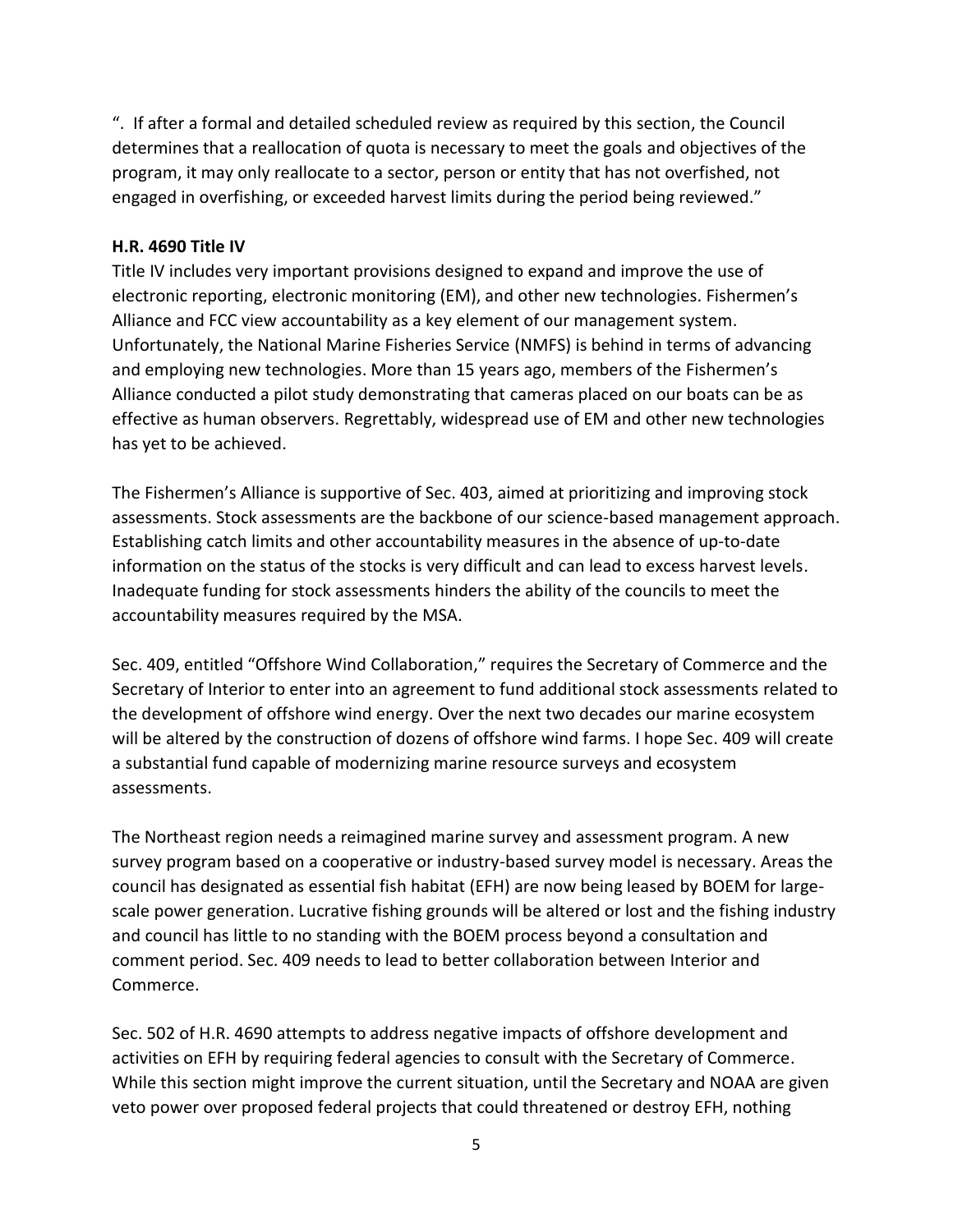".  If after a formal and detailed scheduled review as required by this section, the Council determines that a reallocation of quota is necessary to meet the goals and objectives of the program, it may only reallocate to a sector, person or entity that has not overfished, not engaged in overfishing, or exceeded harvest limits during the period being reviewed."

**H.R. 4690 Title IV**

Title IV includes very important provisions designed to expand and improve the use of electronic reporting, electronic monitoring (EM), and other new technologies. Fishermen's Alliance and FCC view accountability as a key element of our management system. Unfortunately, the National Marine Fisheries Service (NMFS) is behind in terms of advancing and employing new technologies. More than 15 years ago, members of the Fishermen's Alliance conducted a pilot study demonstrating that cameras placed on our boats can be as effective as human observers. Regrettably, widespread use of EM and other new technologies has yet to be achieved.

The Fishermen's Alliance is supportive of Sec. 403, aimed at prioritizing and improving stock assessments. Stock assessments are the backbone of our science-based management approach. Establishing catch limits and other accountability measures in the absence of up-to-date information on the status of the stocks is very difficult and can lead to excess harvest levels. Inadequate funding for stock assessments hinders the ability of the councils to meet the accountability measures required by the MSA.

Sec. 409, entitled "Offshore Wind Collaboration," requires the Secretary of Commerce and the Secretary of Interior to enter into an agreement to fund additional stock assessments related to the development of offshore wind energy. Over the next two decades our marine ecosystem will be altered by the construction of dozens of offshore wind farms. I hope Sec. 409 will create a substantial fund capable of modernizing marine resource surveys and ecosystem assessments.

The Northeast region needs a reimagined marine survey and assessment program. A new survey program based on a cooperative or industry-based survey model is necessary. Areas the council has designated as essential fish habitat (EFH) are now being leased by BOEM for large-scale power generation. Lucrative fishing grounds will be altered or lost and the fishing industry and council has little to no standing with the BOEM process beyond a consultation and comment period. Sec. 409 needs to lead to better collaboration between Interior and Commerce.

Sec. 502 of H.R. 4690 attempts to address negative impacts of offshore development and activities on EFH by requiring federal agencies to consult with the Secretary of Commerce. While this section might improve the current situation, until the Secretary and NOAA are given veto power over proposed federal projects that could threatened or destroy EFH, nothing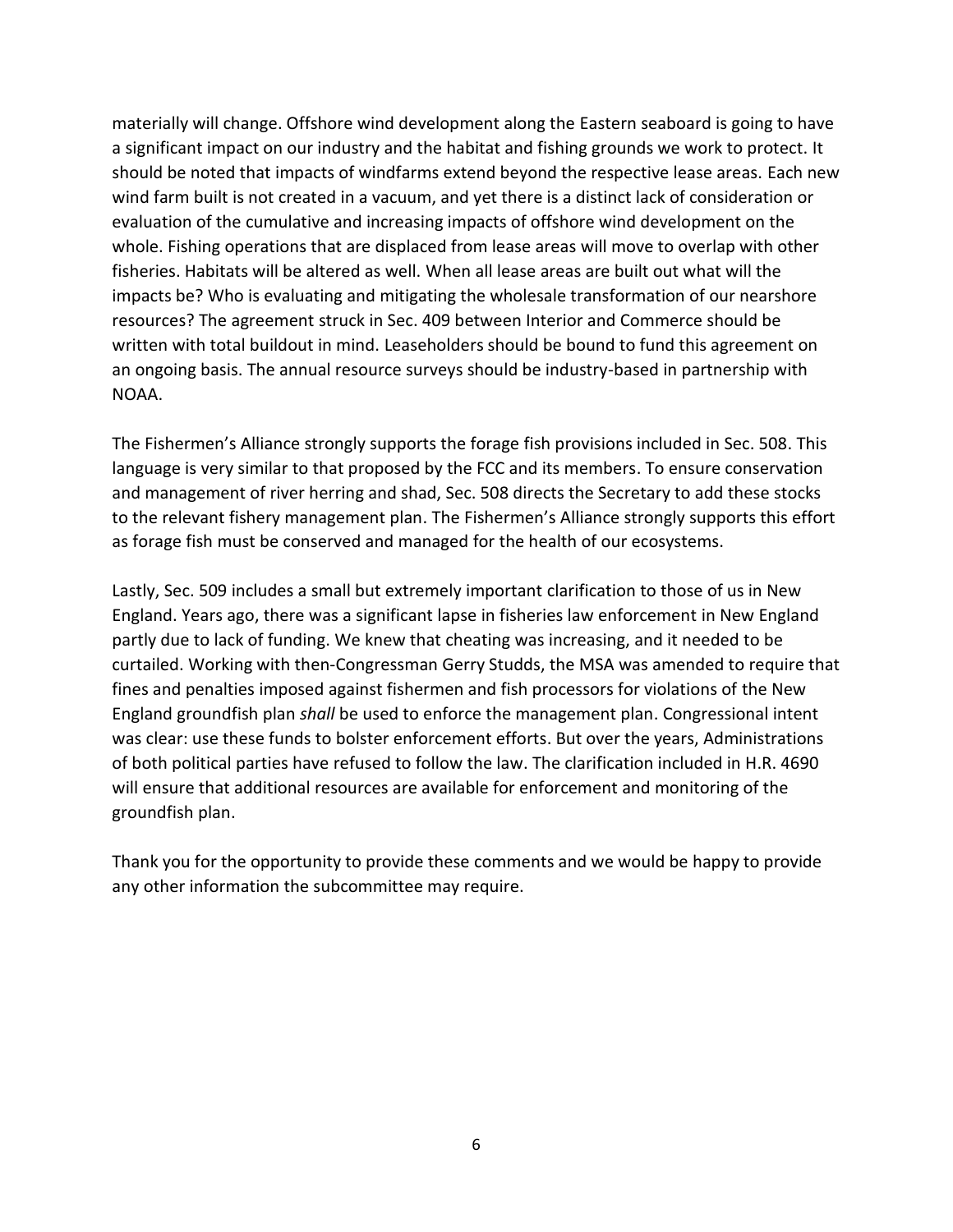materially will change. Offshore wind development along the Eastern seaboard is going to have a significant impact on our industry and the habitat and fishing grounds we work to protect. It should be noted that impacts of windfarms extend beyond the respective lease areas. Each new wind farm built is not created in a vacuum, and yet there is a distinct lack of consideration or evaluation of the cumulative and increasing impacts of offshore wind development on the whole. Fishing operations that are displaced from lease areas will move to overlap with other fisheries. Habitats will be altered as well. When all lease areas are built out what will the impacts be? Who is evaluating and mitigating the wholesale transformation of our nearshore resources? The agreement struck in Sec. 409 between Interior and Commerce should be written with total buildout in mind. Leaseholders should be bound to fund this agreement on an ongoing basis. The annual resource surveys should be industry-based in partnership with NOAA.

The Fishermen's Alliance strongly supports the forage fish provisions included in Sec. 508. This language is very similar to that proposed by the FCC and its members. To ensure conservation and management of river herring and shad, Sec. 508 directs the Secretary to add these stocks to the relevant fishery management plan. The Fishermen's Alliance strongly supports this effort as forage fish must be conserved and managed for the health of our ecosystems.

Lastly, Sec. 509 includes a small but extremely important clarification to those of us in New England. Years ago, there was a significant lapse in fisheries law enforcement in New England partly due to lack of funding. We knew that cheating was increasing, and it needed to be curtailed. Working with then-Congressman Gerry Studds, the MSA was amended to require that fines and penalties imposed against fishermen and fish processors for violations of the New England groundfish plan *shall* be used to enforce the management plan. Congressional intent was clear: use these funds to bolster enforcement efforts. But over the years, Administrations of both political parties have refused to follow the law. The clarification included in H.R. 4690 will ensure that additional resources are available for enforcement and monitoring of the groundfish plan.

Thank you for the opportunity to provide these comments and we would be happy to provide any other information the subcommittee may require.